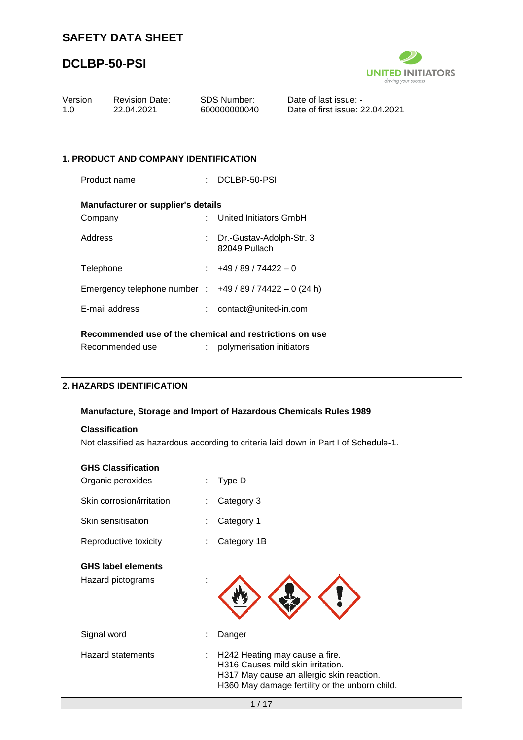# SAFETY DATA SHEET

# DCLBP-50-PSI

| Version | Revision Date: | SDS Number: | Date of last issue: - |
|---|---|---|---|
| 1.0 | 22.04.2021 | 600000000040 | Date of first issue: 22.04.2021 |

## 1. PRODUCT AND COMPANY IDENTIFICATION

Product name : DCLBP-50-PSI

**Manufacturer or supplier's details**

Company : United Initiators GmbH

Address : Dr.-Gustav-Adolph-Str. 3
82049 Pullach

Telephone : +49 / 89 / 74422 – 0

Emergency telephone number : +49 / 89 / 74422 – 0 (24 h)

E-mail address : contact@united-in.com

**Recommended use of the chemical and restrictions on use**

Recommended use : polymerisation initiators

## 2. HAZARDS IDENTIFICATION

**Manufacture, Storage and Import of Hazardous Chemicals Rules 1989**

**Classification**

Not classified as hazardous according to criteria laid down in Part I of Schedule-1.

**GHS Classification**

Organic peroxides : Type D

Skin corrosion/irritation : Category 3

Skin sensitisation : Category 1

Reproductive toxicity : Category 1B

**GHS label elements**

Hazard pictograms :

Signal word : Danger

Hazard statements : H242 Heating may cause a fire.
H316 Causes mild skin irritation.
H317 May cause an allergic skin reaction.
H360 May damage fertility or the unborn child.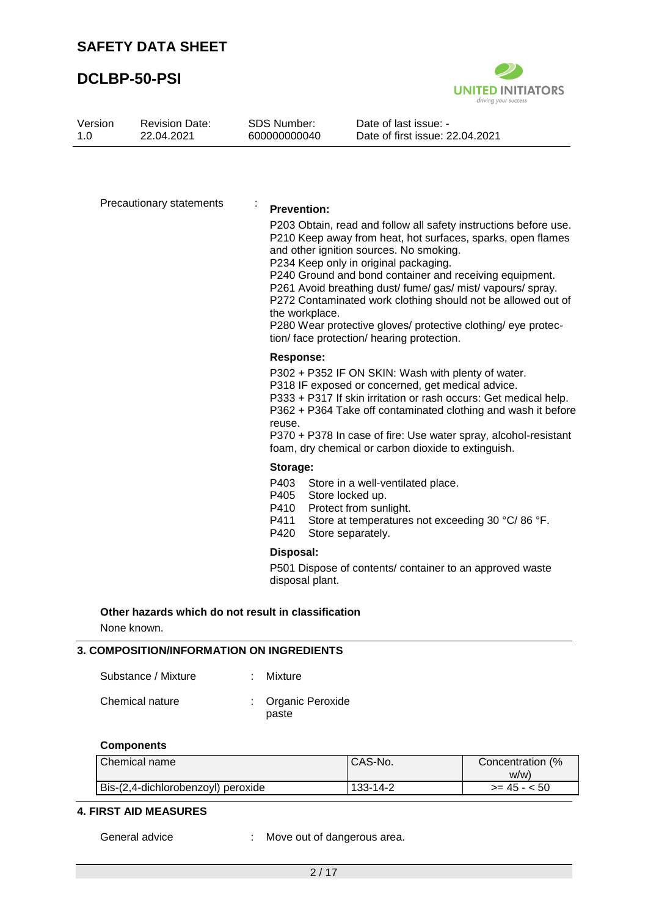Precautionary statements :

**Prevention:**

P203 Obtain, read and follow all safety instructions before use.
P210 Keep away from heat, hot surfaces, sparks, open flames and other ignition sources. No smoking.
P234 Keep only in original packaging.
P240 Ground and bond container and receiving equipment.
P261 Avoid breathing dust/ fume/ gas/ mist/ vapours/ spray.
P272 Contaminated work clothing should not be allowed out of the workplace.
P280 Wear protective gloves/ protective clothing/ eye protection/ face protection/ hearing protection.

**Response:**

P302 + P352 IF ON SKIN: Wash with plenty of water.
P318 IF exposed or concerned, get medical advice.
P333 + P317 If skin irritation or rash occurs: Get medical help.
P362 + P364 Take off contaminated clothing and wash it before reuse.
P370 + P378 In case of fire: Use water spray, alcohol-resistant foam, dry chemical or carbon dioxide to extinguish.

**Storage:**

P403 Store in a well-ventilated place.
P405 Store locked up.
P410 Protect from sunlight.
P411 Store at temperatures not exceeding 30 °C/ 86 °F.
P420 Store separately.

**Disposal:**

P501 Dispose of contents/ container to an approved waste disposal plant.

**Other hazards which do not result in classification**

None known.

## 3. COMPOSITION/INFORMATION ON INGREDIENTS

Substance / Mixture : Mixture

Chemical nature : Organic Peroxide paste

**Components**

| Chemical name | CAS-No. | Concentration (% w/w) |
|---|---|---|
| Bis-(2,4-dichlorobenzoyl) peroxide | 133-14-2 | >= 45 - < 50 |

## 4. FIRST AID MEASURES

General advice : Move out of dangerous area.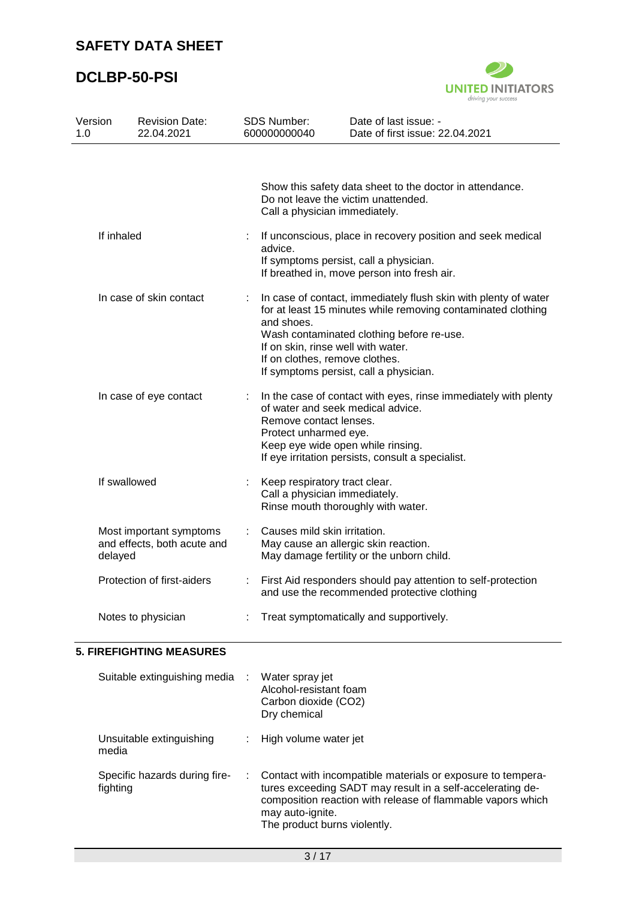Show this safety data sheet to the doctor in attendance.
Do not leave the victim unattended.
Call a physician immediately.

| | | |
|---|---|---|
| If inhaled | : | If unconscious, place in recovery position and seek medical advice.<br>If symptoms persist, call a physician.<br>If breathed in, move person into fresh air. |
| In case of skin contact | : | In case of contact, immediately flush skin with plenty of water for at least 15 minutes while removing contaminated clothing and shoes.<br>Wash contaminated clothing before re-use.<br>If on skin, rinse well with water.<br>If on clothes, remove clothes.<br>If symptoms persist, call a physician. |
| In case of eye contact | : | In the case of contact with eyes, rinse immediately with plenty of water and seek medical advice.<br>Remove contact lenses.<br>Protect unharmed eye.<br>Keep eye wide open while rinsing.<br>If eye irritation persists, consult a specialist. |
| If swallowed | : | Keep respiratory tract clear.<br>Call a physician immediately.<br>Rinse mouth thoroughly with water. |
| Most important symptoms and effects, both acute and delayed | : | Causes mild skin irritation.<br>May cause an allergic skin reaction.<br>May damage fertility or the unborn child. |
| Protection of first-aiders | : | First Aid responders should pay attention to self-protection and use the recommended protective clothing |
| Notes to physician | : | Treat symptomatically and supportively. |

## 5. FIREFIGHTING MEASURES

| | | |
|---|---|---|
| Suitable extinguishing media | : | Water spray jet<br>Alcohol-resistant foam<br>Carbon dioxide ($CO_2$)<br>Dry chemical |
| Unsuitable extinguishing media | : | High volume water jet |
| Specific hazards during fire-fighting | : | Contact with incompatible materials or exposure to temperatures exceeding SADT may result in a self-accelerating decomposition reaction with release of flammable vapors which may auto-ignite.<br>The product burns violently. |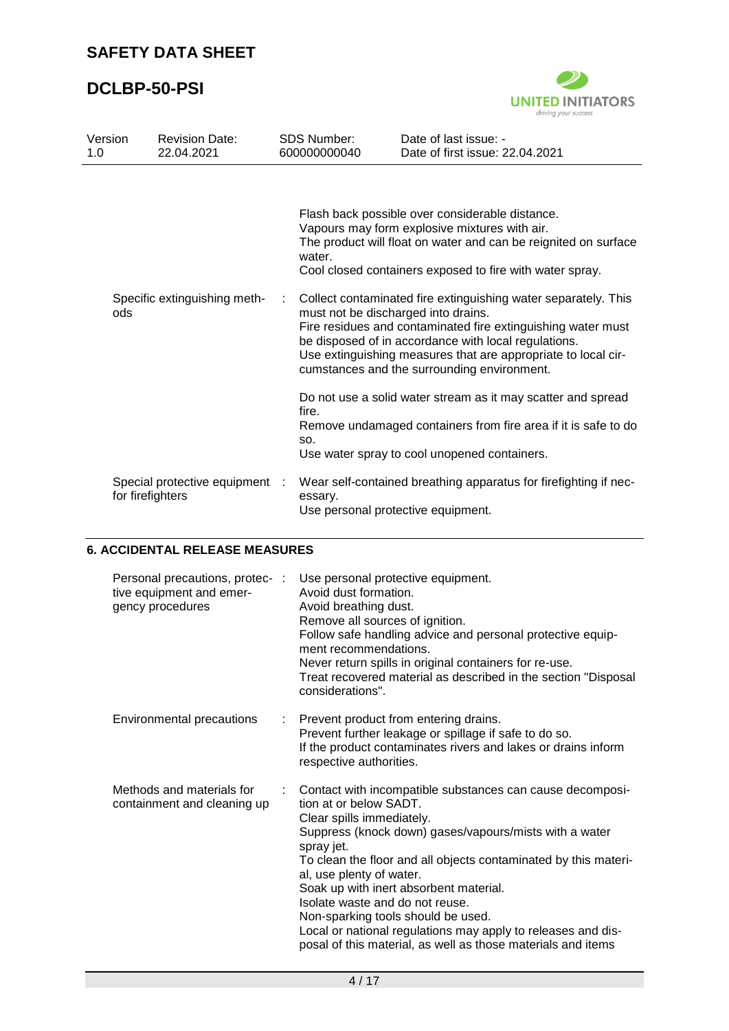| | | |
|---|---|---|
| | | Flash back possible over considerable distance.<br>Vapours may form explosive mixtures with air.<br>The product will float on water and can be reignited on surface water.<br>Cool closed containers exposed to fire with water spray. |
| Specific extinguishing methods | : | Collect contaminated fire extinguishing water separately. This must not be discharged into drains.<br>Fire residues and contaminated fire extinguishing water must be disposed of in accordance with local regulations.<br>Use extinguishing measures that are appropriate to local circumstances and the surrounding environment.<br><br>Do not use a solid water stream as it may scatter and spread fire.<br>Remove undamaged containers from fire area if it is safe to do so.<br>Use water spray to cool unopened containers. |
| Special protective equipment for firefighters | : | Wear self-contained breathing apparatus for firefighting if necessary.<br>Use personal protective equipment. |

## 6. ACCIDENTAL RELEASE MEASURES

| | | |
|---|---|---|
| Personal precautions, protective equipment and emergency procedures | : | Use personal protective equipment.<br>Avoid dust formation.<br>Avoid breathing dust.<br>Remove all sources of ignition.<br>Follow safe handling advice and personal protective equipment recommendations.<br>Never return spills in original containers for re-use.<br>Treat recovered material as described in the section "Disposal considerations". |
| Environmental precautions | : | Prevent product from entering drains.<br>Prevent further leakage or spillage if safe to do so.<br>If the product contaminates rivers and lakes or drains inform respective authorities. |
| Methods and materials for containment and cleaning up | : | Contact with incompatible substances can cause decomposition at or below SADT.<br>Clear spills immediately.<br>Suppress (knock down) gases/vapours/mists with a water spray jet.<br>To clean the floor and all objects contaminated by this material, use plenty of water.<br>Soak up with inert absorbent material.<br>Isolate waste and do not reuse.<br>Non-sparking tools should be used.<br>Local or national regulations may apply to releases and disposal of this material, as well as those materials and items |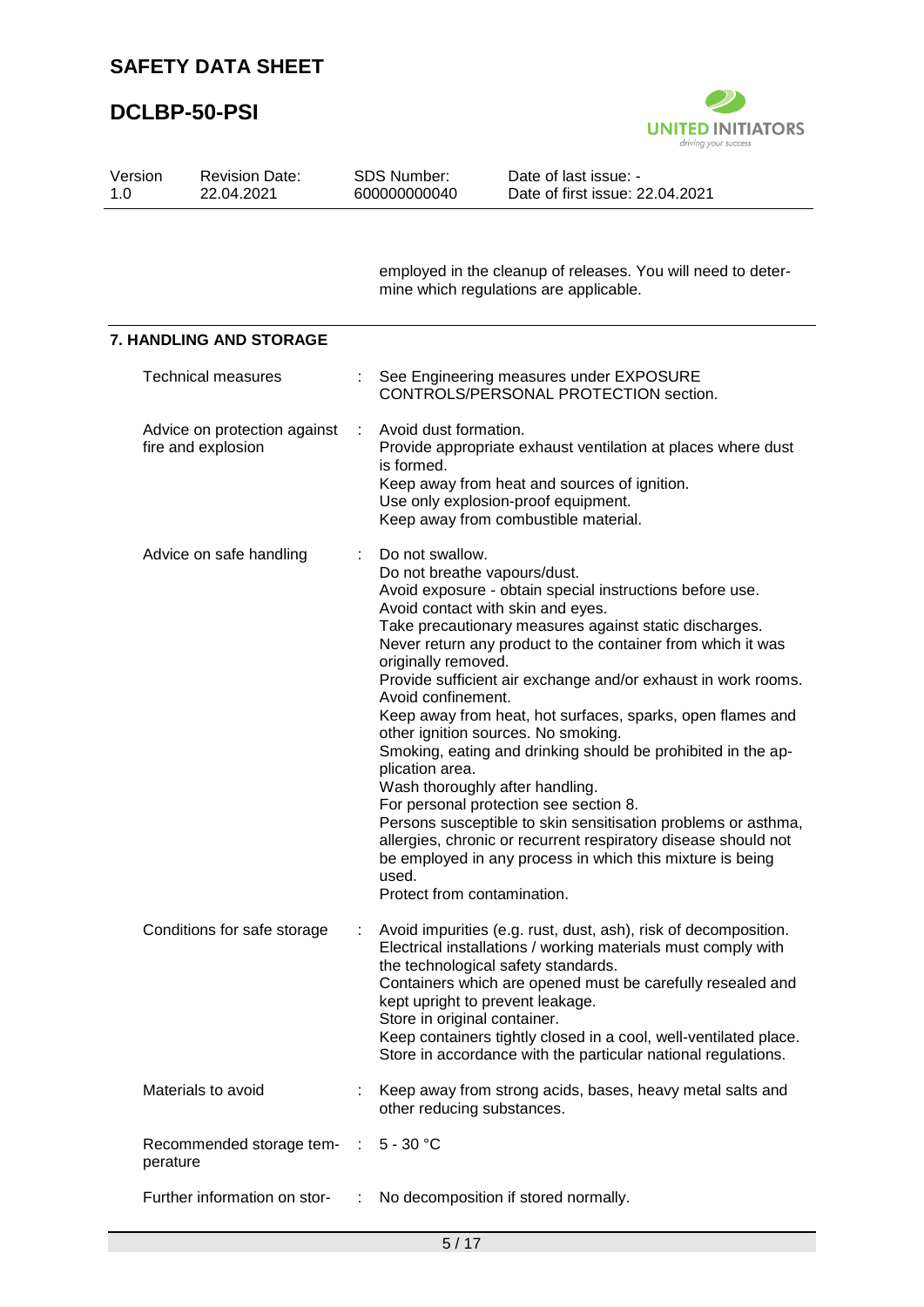employed in the cleanup of releases. You will need to determine which regulations are applicable.

## 7. HANDLING AND STORAGE

| | |
|---|---|
| Technical measures | : See Engineering measures under EXPOSURE CONTROLS/PERSONAL PROTECTION section. |
| Advice on protection against fire and explosion | : Avoid dust formation.<br>Provide appropriate exhaust ventilation at places where dust is formed.<br>Keep away from heat and sources of ignition.<br>Use only explosion-proof equipment.<br>Keep away from combustible material. |
| Advice on safe handling | : Do not swallow.<br>Do not breathe vapours/dust.<br>Avoid exposure - obtain special instructions before use.<br>Avoid contact with skin and eyes.<br>Take precautionary measures against static discharges.<br>Never return any product to the container from which it was originally removed.<br>Provide sufficient air exchange and/or exhaust in work rooms.<br>Avoid confinement.<br>Keep away from heat, hot surfaces, sparks, open flames and other ignition sources. No smoking.<br>Smoking, eating and drinking should be prohibited in the application area.<br>Wash thoroughly after handling.<br>For personal protection see section 8.<br>Persons susceptible to skin sensitisation problems or asthma, allergies, chronic or recurrent respiratory disease should not be employed in any process in which this mixture is being used.<br>Protect from contamination. |
| Conditions for safe storage | : Avoid impurities (e.g. rust, dust, ash), risk of decomposition.<br>Electrical installations / working materials must comply with the technological safety standards.<br>Containers which are opened must be carefully resealed and kept upright to prevent leakage.<br>Store in original container.<br>Keep containers tightly closed in a cool, well-ventilated place.<br>Store in accordance with the particular national regulations. |
| Materials to avoid | : Keep away from strong acids, bases, heavy metal salts and other reducing substances. |
| Recommended storage temperature | : 5 - 30 °C |
| Further information on stor- | : No decomposition if stored normally. |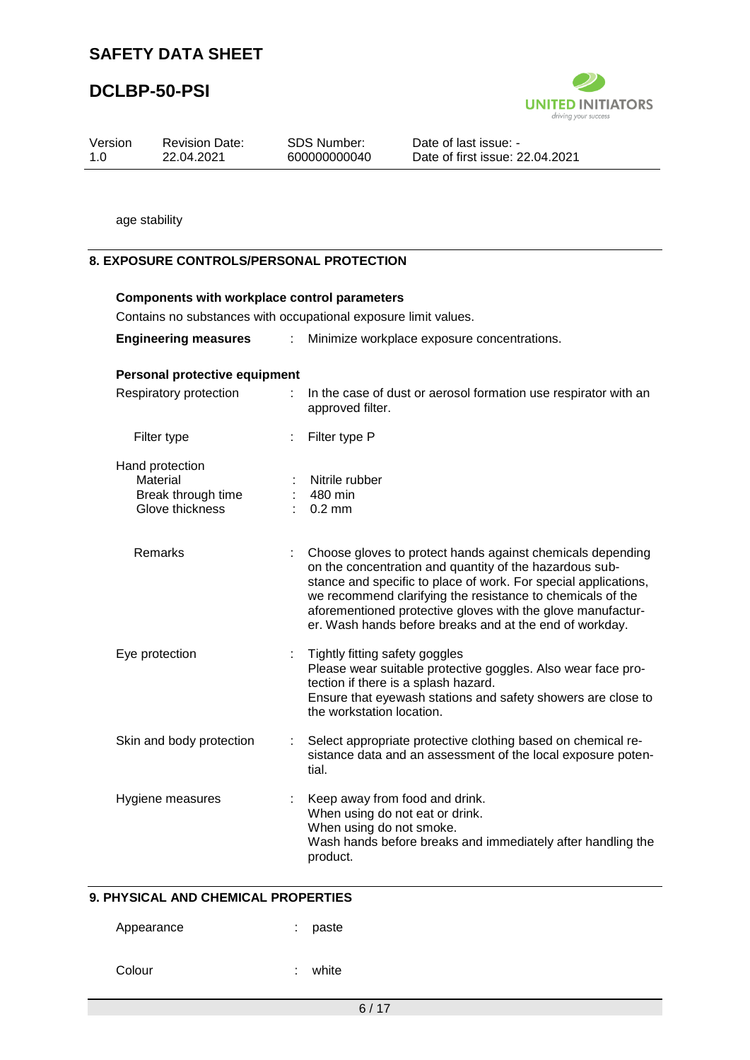age stability

## 8. EXPOSURE CONTROLS/PERSONAL PROTECTION

**Components with workplace control parameters**

Contains no substances with occupational exposure limit values.

**Engineering measures** : Minimize workplace exposure concentrations.

**Personal protective equipment**

Respiratory protection : In the case of dust or aerosol formation use respirator with an approved filter.

Filter type : Filter type P

Hand protection

Material : Nitrile rubber

Break through time : 480 min

Glove thickness : 0.2 mm

Remarks : Choose gloves to protect hands against chemicals depending on the concentration and quantity of the hazardous substance and specific to place of work. For special applications, we recommend clarifying the resistance to chemicals of the aforementioned protective gloves with the glove manufacturer. Wash hands before breaks and at the end of workday.

Eye protection : Tightly fitting safety goggles
Please wear suitable protective goggles. Also wear face protection if there is a splash hazard.
Ensure that eyewash stations and safety showers are close to the workstation location.

Skin and body protection : Select appropriate protective clothing based on chemical resistance data and an assessment of the local exposure potential.

Hygiene measures : Keep away from food and drink.
When using do not eat or drink.
When using do not smoke.
Wash hands before breaks and immediately after handling the product.

## 9. PHYSICAL AND CHEMICAL PROPERTIES

Appearance : paste

Colour : white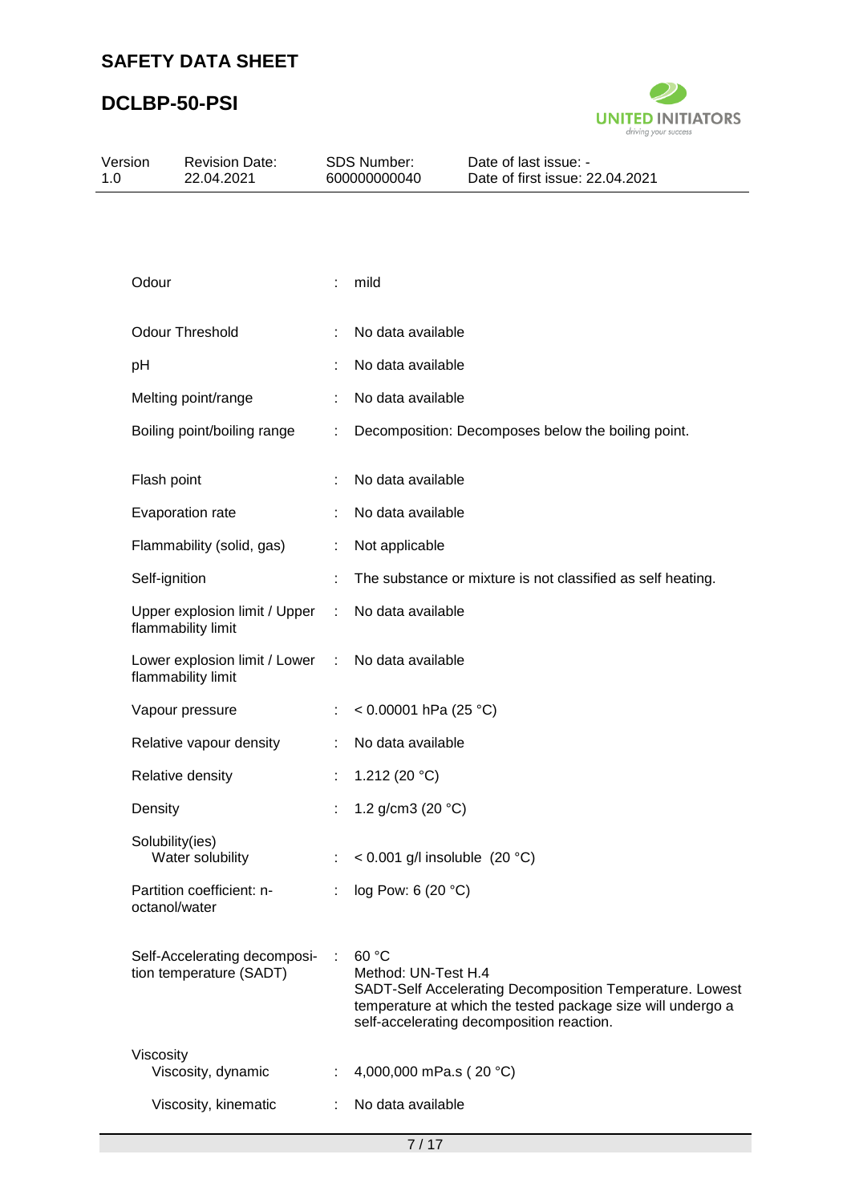| Property | | Value |
|---|---|---|
| Odour | : | mild |
| Odour Threshold | : | No data available |
| pH | : | No data available |
| Melting point/range | : | No data available |
| Boiling point/boiling range | : | Decomposition: Decomposes below the boiling point. |
| Flash point | : | No data available |
| Evaporation rate | : | No data available |
| Flammability (solid, gas) | : | Not applicable |
| Self-ignition | : | The substance or mixture is not classified as self heating. |
| Upper explosion limit / Upper flammability limit | : | No data available |
| Lower explosion limit / Lower flammability limit | : | No data available |
| Vapour pressure | : | < 0.00001 hPa (25 °C) |
| Relative vapour density | : | No data available |
| Relative density | : | 1.212 (20 °C) |
| Density | : | 1.2 g/cm3 (20 °C) |
| Solubility(ies)<br>Water solubility | : | < 0.001 g/l insoluble (20 °C) |
| Partition coefficient: n-octanol/water | : | log Pow: 6 (20 °C) |
| Self-Accelerating decomposition temperature (SADT) | : | 60 °C<br>Method: UN-Test H.4<br>SADT-Self Accelerating Decomposition Temperature. Lowest temperature at which the tested package size will undergo a self-accelerating decomposition reaction. |
| Viscosity<br>Viscosity, dynamic | : | 4,000,000 mPa.s ( 20 °C) |
| Viscosity, kinematic | : | No data available |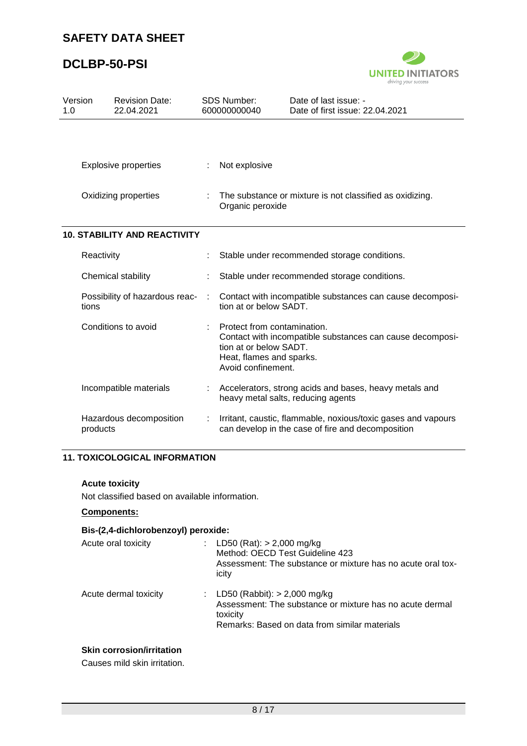| | | |
|---|---|---|
| Explosive properties | : | Not explosive |
| Oxidizing properties | : | The substance or mixture is not classified as oxidizing. Organic peroxide |

## 10. STABILITY AND REACTIVITY

| | | |
|---|---|---|
| Reactivity | : | Stable under recommended storage conditions. |
| Chemical stability | : | Stable under recommended storage conditions. |
| Possibility of hazardous reactions | : | Contact with incompatible substances can cause decomposition at or below SADT. |
| Conditions to avoid | : | Protect from contamination.<br>Contact with incompatible substances can cause decomposition at or below SADT.<br>Heat, flames and sparks.<br>Avoid confinement. |
| Incompatible materials | : | Accelerators, strong acids and bases, heavy metals and heavy metal salts, reducing agents |
| Hazardous decomposition products | : | Irritant, caustic, flammable, noxious/toxic gases and vapours can develop in the case of fire and decomposition |

## 11. TOXICOLOGICAL INFORMATION

**Acute toxicity**

Not classified based on available information.

**Components:**

**Bis-(2,4-dichlorobenzoyl) peroxide:**

| | | |
|---|---|---|
| Acute oral toxicity | : | LD50 (Rat): > 2,000 mg/kg<br>Method: OECD Test Guideline 423<br>Assessment: The substance or mixture has no acute oral toxicity |
| Acute dermal toxicity | : | LD50 (Rabbit): > 2,000 mg/kg<br>Assessment: The substance or mixture has no acute dermal toxicity<br>Remarks: Based on data from similar materials |

**Skin corrosion/irritation**

Causes mild skin irritation.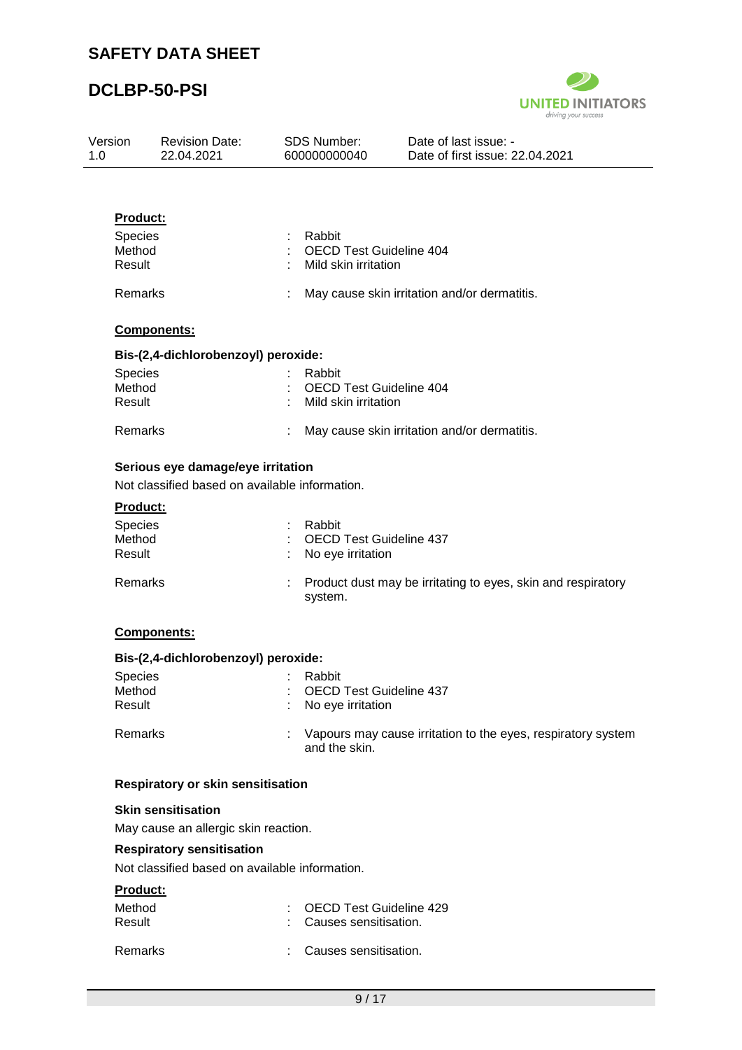**Product:**

| | | |
|---|---|---|
| Species | : | Rabbit |
| Method | : | OECD Test Guideline 404 |
| Result | : | Mild skin irritation |
| Remarks | : | May cause skin irritation and/or dermatitis. |

**Components:**

**Bis-(2,4-dichlorobenzoyl) peroxide:**

| | | |
|---|---|---|
| Species | : | Rabbit |
| Method | : | OECD Test Guideline 404 |
| Result | : | Mild skin irritation |
| Remarks | : | May cause skin irritation and/or dermatitis. |

### Serious eye damage/eye irritation

Not classified based on available information.

**Product:**

| | | |
|---|---|---|
| Species | : | Rabbit |
| Method | : | OECD Test Guideline 437 |
| Result | : | No eye irritation |
| Remarks | : | Product dust may be irritating to eyes, skin and respiratory system. |

**Components:**

**Bis-(2,4-dichlorobenzoyl) peroxide:**

| | | |
|---|---|---|
| Species | : | Rabbit |
| Method | : | OECD Test Guideline 437 |
| Result | : | No eye irritation |
| Remarks | : | Vapours may cause irritation to the eyes, respiratory system and the skin. |

### Respiratory or skin sensitisation

**Skin sensitisation**

May cause an allergic skin reaction.

**Respiratory sensitisation**

Not classified based on available information.

**Product:**

| | | |
|---|---|---|
| Method | : | OECD Test Guideline 429 |
| Result | : | Causes sensitisation. |
| Remarks | : | Causes sensitisation. |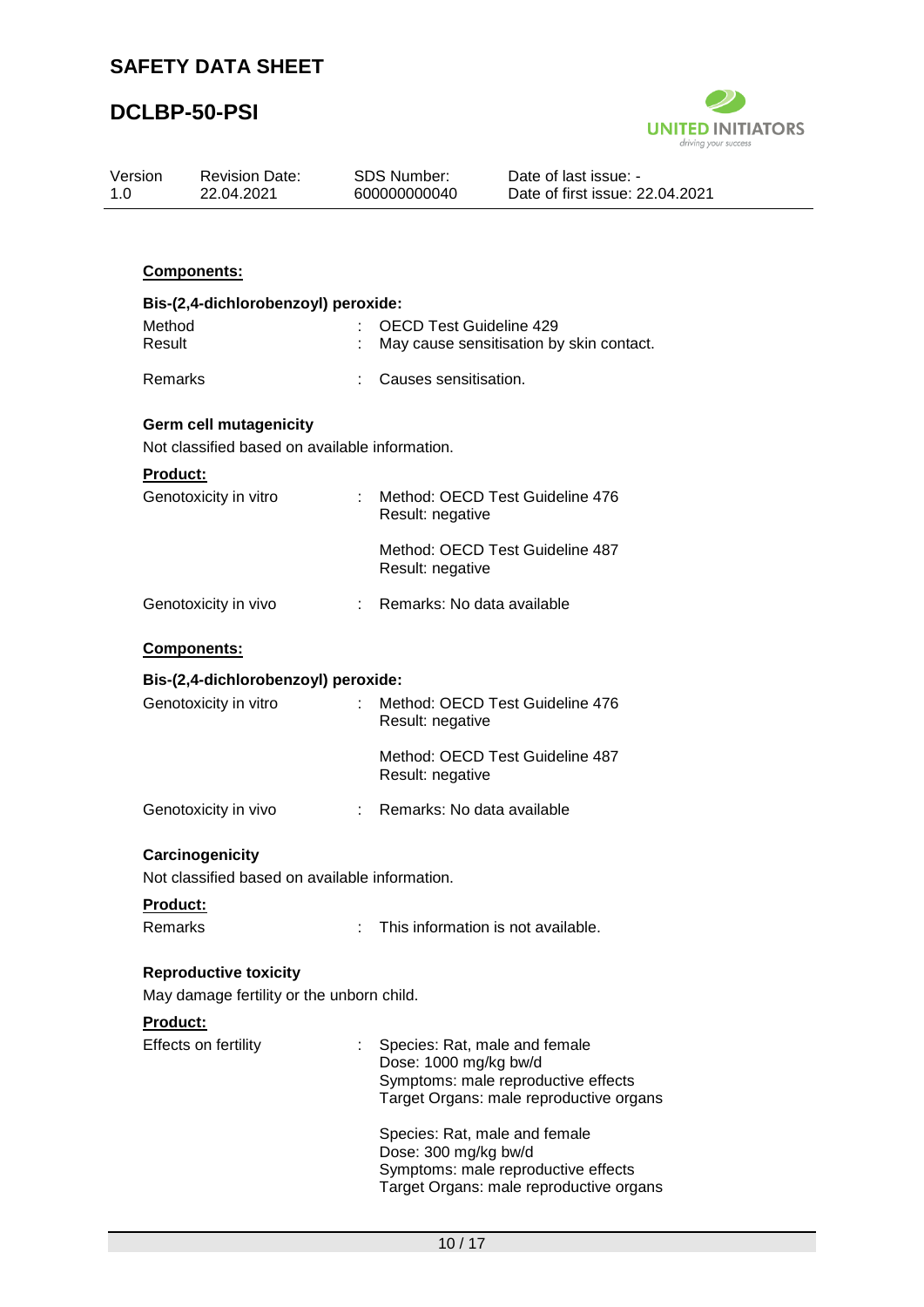**Components:**

**Bis-(2,4-dichlorobenzoyl) peroxide:**

| | | |
|---|---|---|
| Method | : | OECD Test Guideline 429 |
| Result | : | May cause sensitisation by skin contact. |
| Remarks | : | Causes sensitisation. |

### Germ cell mutagenicity

Not classified based on available information.

**Product:**

| | | |
|---|---|---|
| Genotoxicity in vitro | : | Method: OECD Test Guideline 476<br>Result: negative |
| | | Method: OECD Test Guideline 487<br>Result: negative |
| Genotoxicity in vivo | : | Remarks: No data available |

**Components:**

**Bis-(2,4-dichlorobenzoyl) peroxide:**

| | | |
|---|---|---|
| Genotoxicity in vitro | : | Method: OECD Test Guideline 476<br>Result: negative |
| | | Method: OECD Test Guideline 487<br>Result: negative |
| Genotoxicity in vivo | : | Remarks: No data available |

### Carcinogenicity

Not classified based on available information.

**Product:**

| | | |
|---|---|---|
| Remarks | : | This information is not available. |

### Reproductive toxicity

May damage fertility or the unborn child.

**Product:**

| | | |
|---|---|---|
| Effects on fertility | : | Species: Rat, male and female<br>Dose: 1000 mg/kg bw/d<br>Symptoms: male reproductive effects<br>Target Organs: male reproductive organs |
| | | Species: Rat, male and female<br>Dose: 300 mg/kg bw/d<br>Symptoms: male reproductive effects<br>Target Organs: male reproductive organs |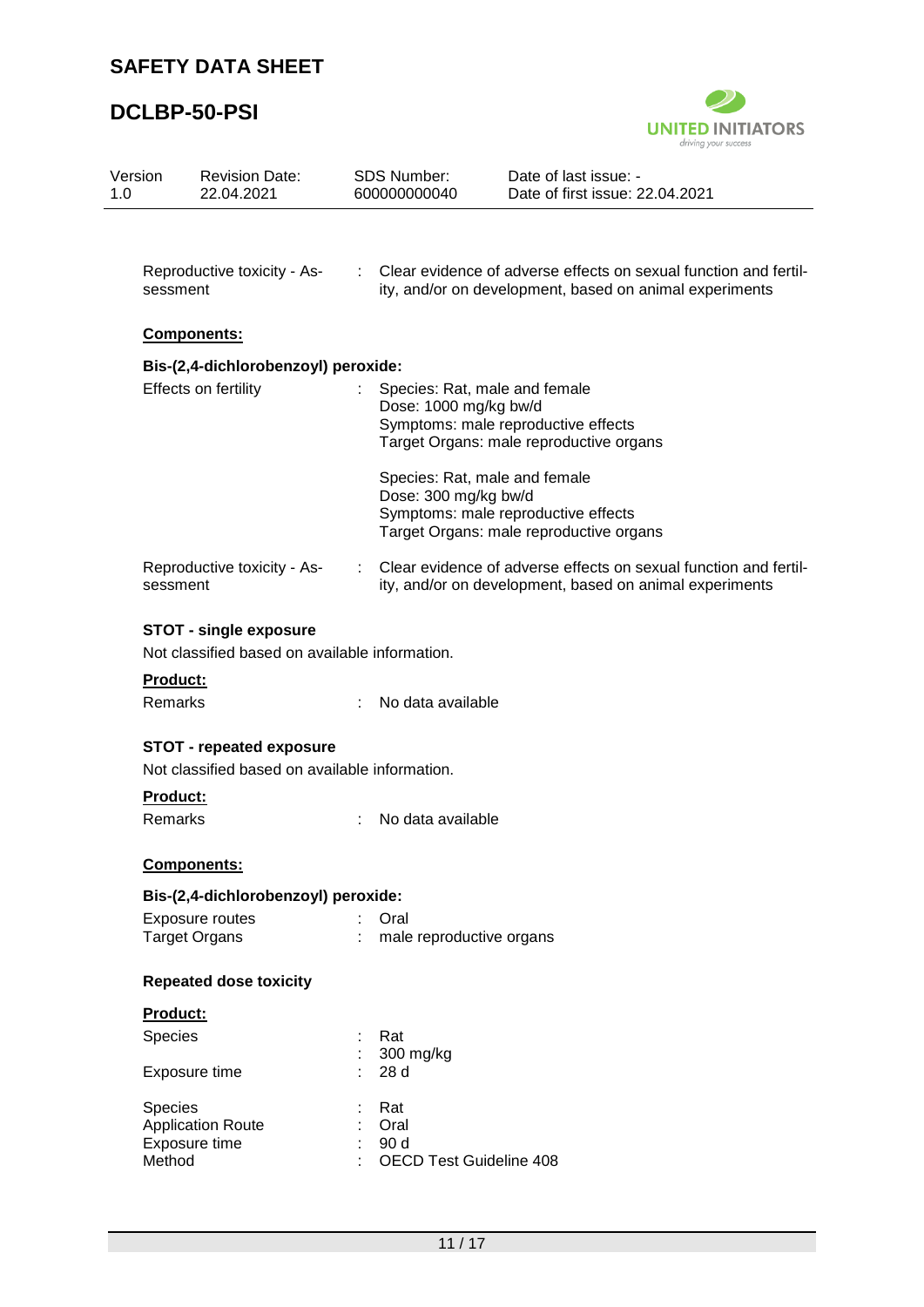Reproductive toxicity - Assessment : Clear evidence of adverse effects on sexual function and fertility, and/or on development, based on animal experiments

**Components:**

**Bis-(2,4-dichlorobenzoyl) peroxide:**

Effects on fertility : Species: Rat, male and female
Dose: 1000 mg/kg bw/d
Symptoms: male reproductive effects
Target Organs: male reproductive organs

Species: Rat, male and female
Dose: 300 mg/kg bw/d
Symptoms: male reproductive effects
Target Organs: male reproductive organs

Reproductive toxicity - Assessment : Clear evidence of adverse effects on sexual function and fertility, and/or on development, based on animal experiments

**STOT - single exposure**

Not classified based on available information.

**Product:**

Remarks : No data available

**STOT - repeated exposure**

Not classified based on available information.

**Product:**

Remarks : No data available

**Components:**

**Bis-(2,4-dichlorobenzoyl) peroxide:**

Exposure routes : Oral
Target Organs : male reproductive organs

**Repeated dose toxicity**

**Product:**

Species : Rat
: 300 mg/kg
Exposure time : 28 d

Species : Rat
Application Route : Oral
Exposure time : 90 d
Method : OECD Test Guideline 408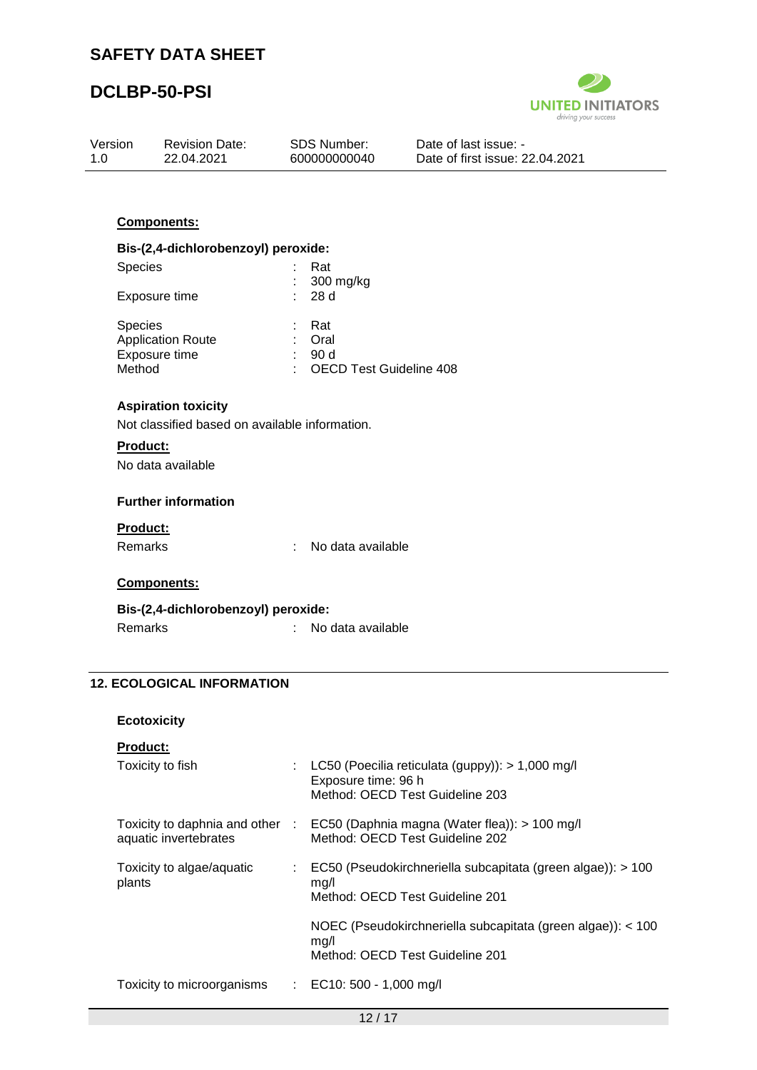**Components:**

**Bis-(2,4-dichlorobenzoyl) peroxide:**

| | | |
|---|---|---|
| Species | : | Rat |
| | : | 300 mg/kg |
| Exposure time | : | 28 d |

| | | |
|---|---|---|
| Species | : | Rat |
| Application Route | : | Oral |
| Exposure time | : | 90 d |
| Method | : | OECD Test Guideline 408 |

**Aspiration toxicity**

Not classified based on available information.

**Product:**

No data available

**Further information**

**Product:**

| | | |
|---|---|---|
| Remarks | : | No data available |

**Components:**

**Bis-(2,4-dichlorobenzoyl) peroxide:**

| | | |
|---|---|---|
| Remarks | : | No data available |

## 12. ECOLOGICAL INFORMATION

**Ecotoxicity**

**Product:**

| | | |
|---|---|---|
| Toxicity to fish | : | LC50 (Poecilia reticulata (guppy)): > 1,000 mg/l<br>Exposure time: 96 h<br>Method: OECD Test Guideline 203 |
| Toxicity to daphnia and other aquatic invertebrates | : | EC50 (Daphnia magna (Water flea)): > 100 mg/l<br>Method: OECD Test Guideline 202 |
| Toxicity to algae/aquatic plants | : | EC50 (Pseudokirchneriella subcapitata (green algae)): > 100 mg/l<br>Method: OECD Test Guideline 201<br><br>NOEC (Pseudokirchneriella subcapitata (green algae)): < 100 mg/l<br>Method: OECD Test Guideline 201 |
| Toxicity to microorganisms | : | EC10: 500 - 1,000 mg/l |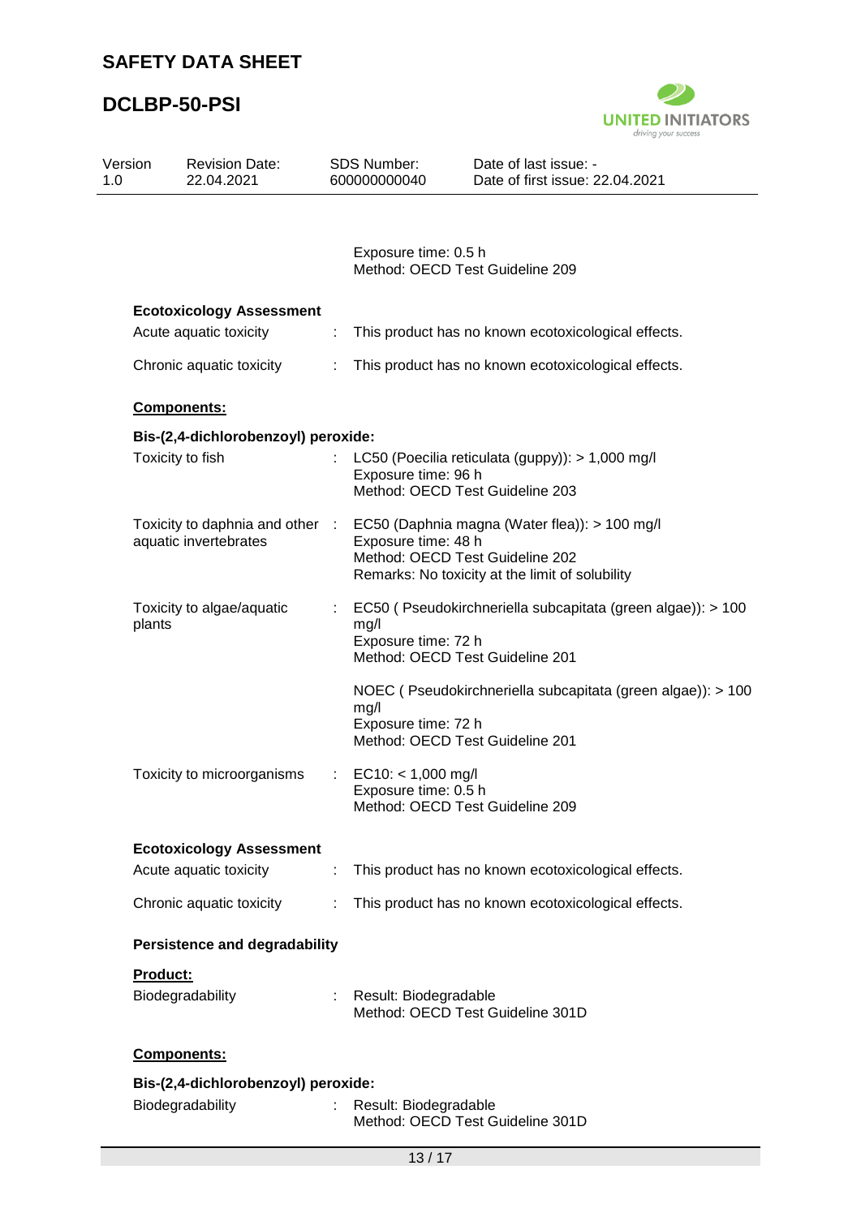Exposure time: 0.5 h
Method: OECD Test Guideline 209

**Ecotoxicology Assessment**

Acute aquatic toxicity : This product has no known ecotoxicological effects.

Chronic aquatic toxicity : This product has no known ecotoxicological effects.

**Components:**

**Bis-(2,4-dichlorobenzoyl) peroxide:**

Toxicity to fish : LC50 (Poecilia reticulata (guppy)): > 1,000 mg/l
Exposure time: 96 h
Method: OECD Test Guideline 203

Toxicity to daphnia and other aquatic invertebrates : EC50 (Daphnia magna (Water flea)): > 100 mg/l
Exposure time: 48 h
Method: OECD Test Guideline 202
Remarks: No toxicity at the limit of solubility

Toxicity to algae/aquatic plants : EC50 ( Pseudokirchneriella subcapitata (green algae)): > 100 mg/l
Exposure time: 72 h
Method: OECD Test Guideline 201

NOEC ( Pseudokirchneriella subcapitata (green algae)): > 100 mg/l
Exposure time: 72 h
Method: OECD Test Guideline 201

Toxicity to microorganisms : EC10: < 1,000 mg/l
Exposure time: 0.5 h
Method: OECD Test Guideline 209

**Ecotoxicology Assessment**

Acute aquatic toxicity : This product has no known ecotoxicological effects.

Chronic aquatic toxicity : This product has no known ecotoxicological effects.

**Persistence and degradability**

**Product:**

Biodegradability : Result: Biodegradable
Method: OECD Test Guideline 301D

**Components:**

**Bis-(2,4-dichlorobenzoyl) peroxide:**

Biodegradability : Result: Biodegradable
Method: OECD Test Guideline 301D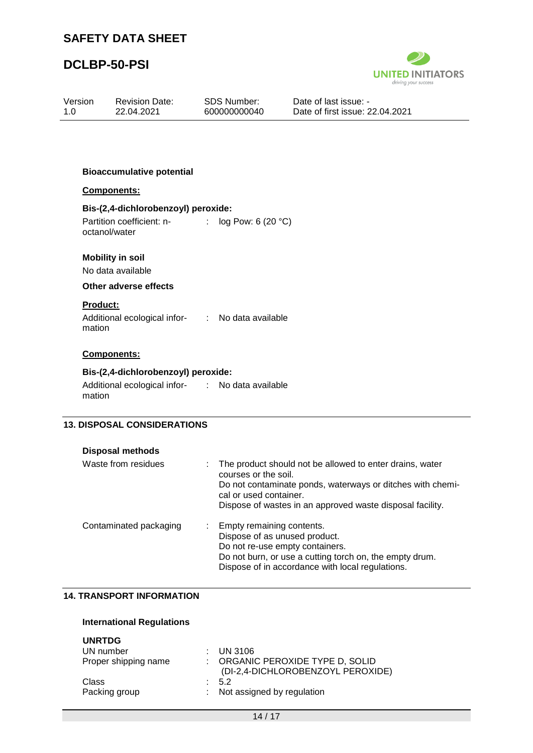**Bioaccumulative potential**

**Components:**

**Bis-(2,4-dichlorobenzoyl) peroxide:**

| | | |
|---|---|---|
| Partition coefficient: n-octanol/water | : | log Pow: 6 (20 °C) |

**Mobility in soil**

No data available

**Other adverse effects**

**Product:**

| | | |
|---|---|---|
| Additional ecological information | : | No data available |

**Components:**

**Bis-(2,4-dichlorobenzoyl) peroxide:**

| | | |
|---|---|---|
| Additional ecological information | : | No data available |

## 13. DISPOSAL CONSIDERATIONS

**Disposal methods**

| | | |
|---|---|---|
| Waste from residues | : | The product should not be allowed to enter drains, water courses or the soil.<br>Do not contaminate ponds, waterways or ditches with chemical or used container.<br>Dispose of wastes in an approved waste disposal facility. |
| Contaminated packaging | : | Empty remaining contents.<br>Dispose of as unused product.<br>Do not re-use empty containers.<br>Do not burn, or use a cutting torch on, the empty drum.<br>Dispose of in accordance with local regulations. |

## 14. TRANSPORT INFORMATION

**International Regulations**

**UNRTDG**

| | | |
|---|---|---|
| UN number | : | UN 3106 |
| Proper shipping name | : | ORGANIC PEROXIDE TYPE D, SOLID (DI-2,4-DICHLOROBENZOYL PEROXIDE) |
| Class | : | 5.2 |
| Packing group | : | Not assigned by regulation |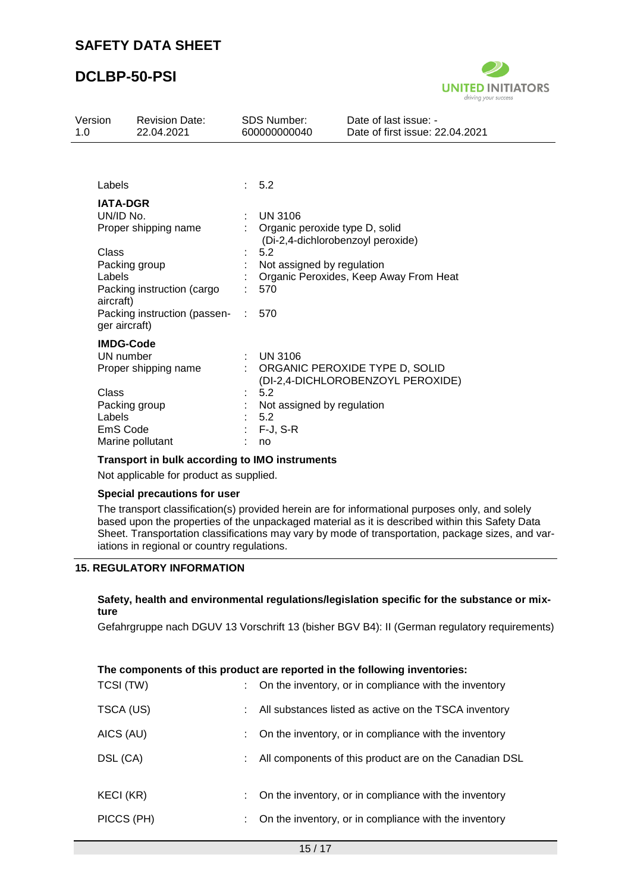| | |
|---|---|
| Labels | : 5.2 |

**IATA-DGR**

| | |
|---|---|
| UN/ID No. | : UN 3106 |
| Proper shipping name | : Organic peroxide type D, solid (Di-2,4-dichlorobenzoyl peroxide) |
| Class | : 5.2 |
| Packing group | : Not assigned by regulation |
| Labels | : Organic Peroxides, Keep Away From Heat |
| Packing instruction (cargo aircraft) | : 570 |
| Packing instruction (passenger aircraft) | : 570 |

**IMDG-Code**

| | |
|---|---|
| UN number | : UN 3106 |
| Proper shipping name | : ORGANIC PEROXIDE TYPE D, SOLID (DI-2,4-DICHLOROBENZOYL PEROXIDE) |
| Class | : 5.2 |
| Packing group | : Not assigned by regulation |
| Labels | : 5.2 |
| EmS Code | : F-J, S-R |
| Marine pollutant | : no |

**Transport in bulk according to IMO instruments**

Not applicable for product as supplied.

**Special precautions for user**

The transport classification(s) provided herein are for informational purposes only, and solely based upon the properties of the unpackaged material as it is described within this Safety Data Sheet. Transportation classifications may vary by mode of transportation, package sizes, and variations in regional or country regulations.

## 15. REGULATORY INFORMATION

**Safety, health and environmental regulations/legislation specific for the substance or mixture**

Gefahrgruppe nach DGUV 13 Vorschrift 13 (bisher BGV B4): II (German regulatory requirements)

**The components of this product are reported in the following inventories:**

| | |
|---|---|
| TCSI (TW) | : On the inventory, or in compliance with the inventory |
| TSCA (US) | : All substances listed as active on the TSCA inventory |
| AICS (AU) | : On the inventory, or in compliance with the inventory |
| DSL (CA) | : All components of this product are on the Canadian DSL |
| KECI (KR) | : On the inventory, or in compliance with the inventory |
| PICCS (PH) | : On the inventory, or in compliance with the inventory |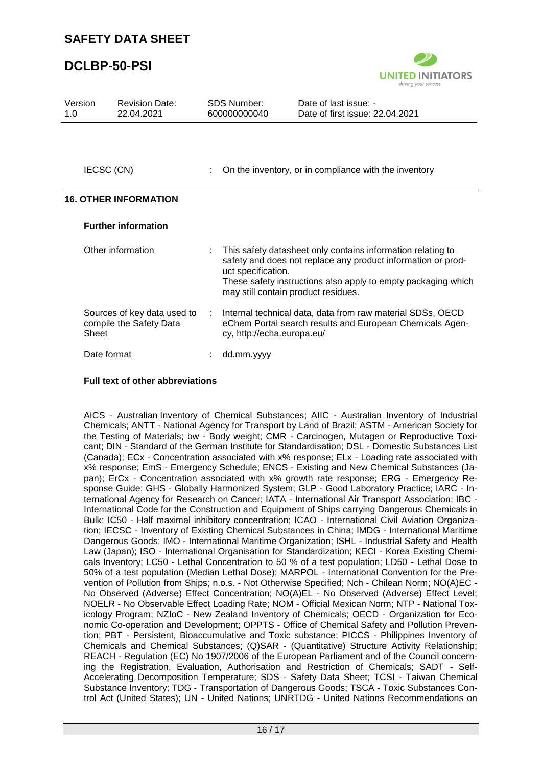IECSC (CN) : On the inventory, or in compliance with the inventory

## 16. OTHER INFORMATION

### Further information

| | | |
|---|---|---|
| Other information | : | This safety datasheet only contains information relating to safety and does not replace any product information or product specification. These safety instructions also apply to empty packaging which may still contain product residues. |
| Sources of key data used to compile the Safety Data Sheet | : | Internal technical data, data from raw material SDSs, OECD eChem Portal search results and European Chemicals Agency, http://echa.europa.eu/ |
| Date format | : | dd.mm.yyyy |

### Full text of other abbreviations

AICS - Australian Inventory of Chemical Substances; AIIC - Australian Inventory of Industrial Chemicals; ANTT - National Agency for Transport by Land of Brazil; ASTM - American Society for the Testing of Materials; bw - Body weight; CMR - Carcinogen, Mutagen or Reproductive Toxicant; DIN - Standard of the German Institute for Standardisation; DSL - Domestic Substances List (Canada); ECx - Concentration associated with x% response; ELx - Loading rate associated with x% response; EmS - Emergency Schedule; ENCS - Existing and New Chemical Substances (Japan); ErCx - Concentration associated with x% growth rate response; ERG - Emergency Response Guide; GHS - Globally Harmonized System; GLP - Good Laboratory Practice; IARC - International Agency for Research on Cancer; IATA - International Air Transport Association; IBC - International Code for the Construction and Equipment of Ships carrying Dangerous Chemicals in Bulk; IC50 - Half maximal inhibitory concentration; ICAO - International Civil Aviation Organization; IECSC - Inventory of Existing Chemical Substances in China; IMDG - International Maritime Dangerous Goods; IMO - International Maritime Organization; ISHL - Industrial Safety and Health Law (Japan); ISO - International Organisation for Standardization; KECI - Korea Existing Chemicals Inventory; LC50 - Lethal Concentration to 50 % of a test population; LD50 - Lethal Dose to 50% of a test population (Median Lethal Dose); MARPOL - International Convention for the Prevention of Pollution from Ships; n.o.s. - Not Otherwise Specified; Nch - Chilean Norm; NO(A)EC - No Observed (Adverse) Effect Concentration; NO(A)EL - No Observed (Adverse) Effect Level; NOELR - No Observable Effect Loading Rate; NOM - Official Mexican Norm; NTP - National Toxicology Program; NZIoC - New Zealand Inventory of Chemicals; OECD - Organization for Economic Co-operation and Development; OPPTS - Office of Chemical Safety and Pollution Prevention; PBT - Persistent, Bioaccumulative and Toxic substance; PICCS - Philippines Inventory of Chemicals and Chemical Substances; (Q)SAR - (Quantitative) Structure Activity Relationship; REACH - Regulation (EC) No 1907/2006 of the European Parliament and of the Council concerning the Registration, Evaluation, Authorisation and Restriction of Chemicals; SADT - Self-Accelerating Decomposition Temperature; SDS - Safety Data Sheet; TCSI - Taiwan Chemical Substance Inventory; TDG - Transportation of Dangerous Goods; TSCA - Toxic Substances Control Act (United States); UN - United Nations; UNRTDG - United Nations Recommendations on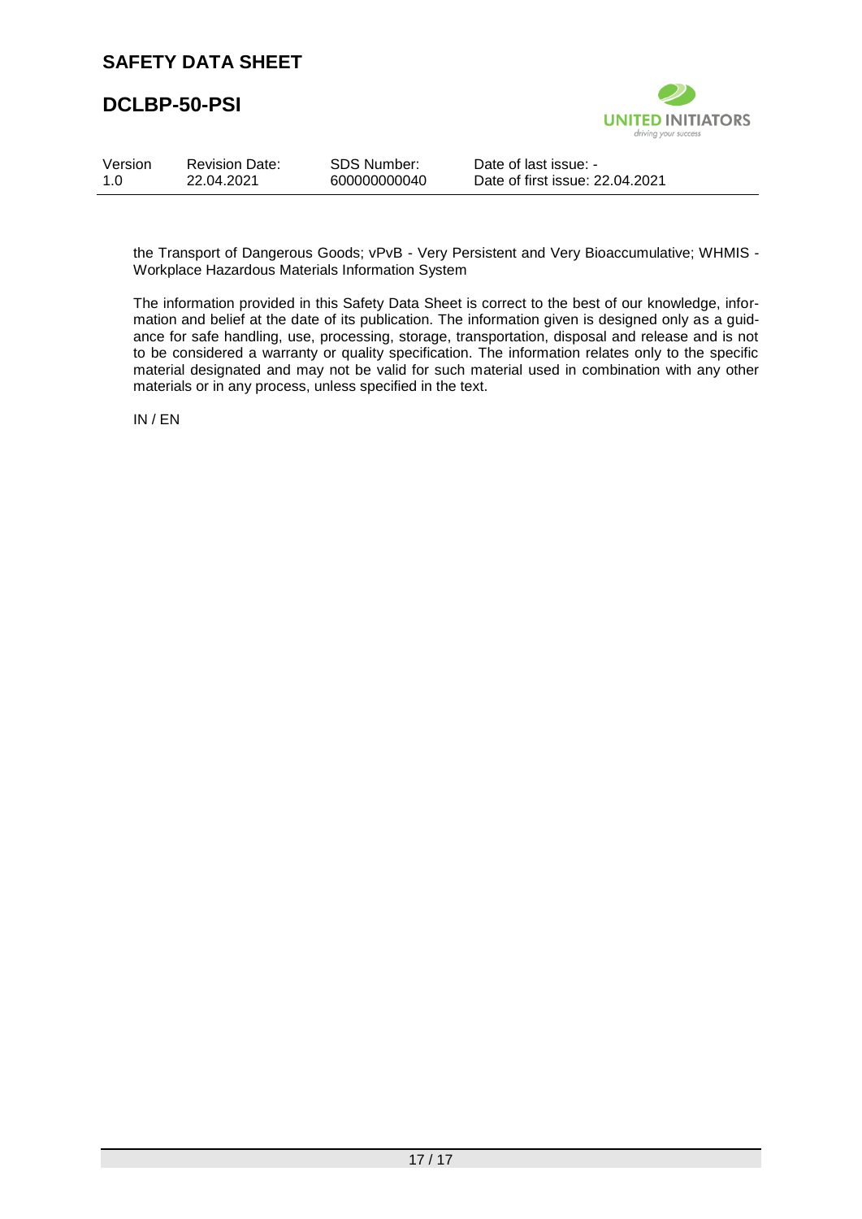the Transport of Dangerous Goods; vPvB - Very Persistent and Very Bioaccumulative; WHMIS - Workplace Hazardous Materials Information System

The information provided in this Safety Data Sheet is correct to the best of our knowledge, information and belief at the date of its publication. The information given is designed only as a guidance for safe handling, use, processing, storage, transportation, disposal and release and is not to be considered a warranty or quality specification. The information relates only to the specific material designated and may not be valid for such material used in combination with any other materials or in any process, unless specified in the text.

IN / EN